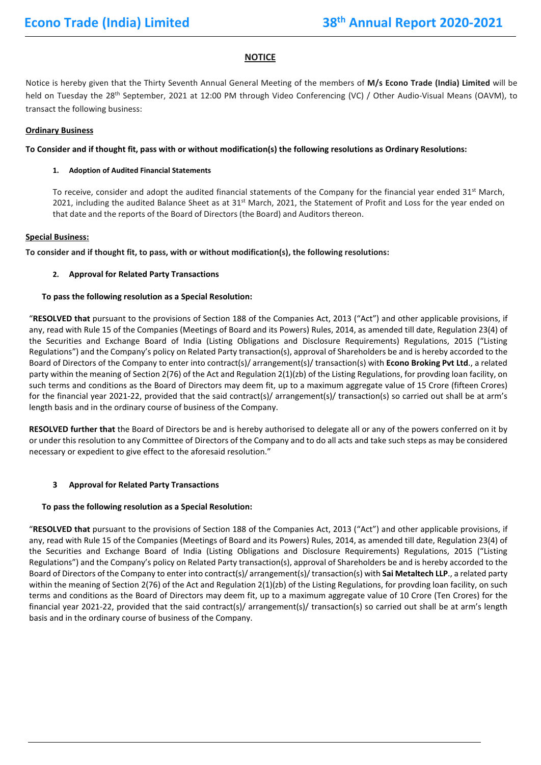## NOTICE

Notice is hereby given that the Thirty Seventh Annual General Meeting of the members of **M/s Econo Trade (India) Limited** will be held on Tuesday the 28th September, 2021 at 12:00 PM through Video Conferencing (VC) / Other Audio-Visual Means (OAVM), to transact the following business:

**Ordinary Business**

**To Consider and if thought fit, pass with or without modification(s) the following resolutions as Ordinary Resolutions:**

1. **Adoption of Audited Financial Statements**

   To receive, consider and adopt the audited financial statements of the Company for the financial year ended 31st March, 2021, including the audited Balance Sheet as at 31st March, 2021, the Statement of Profit and Loss for the year ended on that date and the reports of the Board of Directors (the Board) and Auditors thereon.

**Special Business:**

**To consider and if thought fit, to pass, with or without modification(s), the following resolutions:**

2. **Approval for Related Party Transactions**

**To pass the following resolution as a Special Resolution:**

"**RESOLVED that** pursuant to the provisions of Section 188 of the Companies Act, 2013 ("Act") and other applicable provisions, if any, read with Rule 15 of the Companies (Meetings of Board and its Powers) Rules, 2014, as amended till date, Regulation 23(4) of the Securities and Exchange Board of India (Listing Obligations and Disclosure Requirements) Regulations, 2015 ("Listing Regulations") and the Company's policy on Related Party transaction(s), approval of Shareholders be and is hereby accorded to the Board of Directors of the Company to enter into contract(s)/ arrangement(s)/ transaction(s) with **Econo Broking Pvt Ltd**., a related party within the meaning of Section 2(76) of the Act and Regulation 2(1)(zb) of the Listing Regulations, for provding loan facility, on such terms and conditions as the Board of Directors may deem fit, up to a maximum aggregate value of 15 Crore (fifteen Crores) for the financial year 2021-22, provided that the said contract(s)/ arrangement(s)/ transaction(s) so carried out shall be at arm's length basis and in the ordinary course of business of the Company.

**RESOLVED further that** the Board of Directors be and is hereby authorised to delegate all or any of the powers conferred on it by or under this resolution to any Committee of Directors of the Company and to do all acts and take such steps as may be considered necessary or expedient to give effect to the aforesaid resolution."

3 **Approval for Related Party Transactions**

**To pass the following resolution as a Special Resolution:**

"**RESOLVED that** pursuant to the provisions of Section 188 of the Companies Act, 2013 ("Act") and other applicable provisions, if any, read with Rule 15 of the Companies (Meetings of Board and its Powers) Rules, 2014, as amended till date, Regulation 23(4) of the Securities and Exchange Board of India (Listing Obligations and Disclosure Requirements) Regulations, 2015 ("Listing Regulations") and the Company's policy on Related Party transaction(s), approval of Shareholders be and is hereby accorded to the Board of Directors of the Company to enter into contract(s)/ arrangement(s)/ transaction(s) with **Sai Metaltech LLP**., a related party within the meaning of Section 2(76) of the Act and Regulation 2(1)(zb) of the Listing Regulations, for provding loan facility, on such terms and conditions as the Board of Directors may deem fit, up to a maximum aggregate value of 10 Crore (Ten Crores) for the financial year 2021-22, provided that the said contract(s)/ arrangement(s)/ transaction(s) so carried out shall be at arm's length basis and in the ordinary course of business of the Company.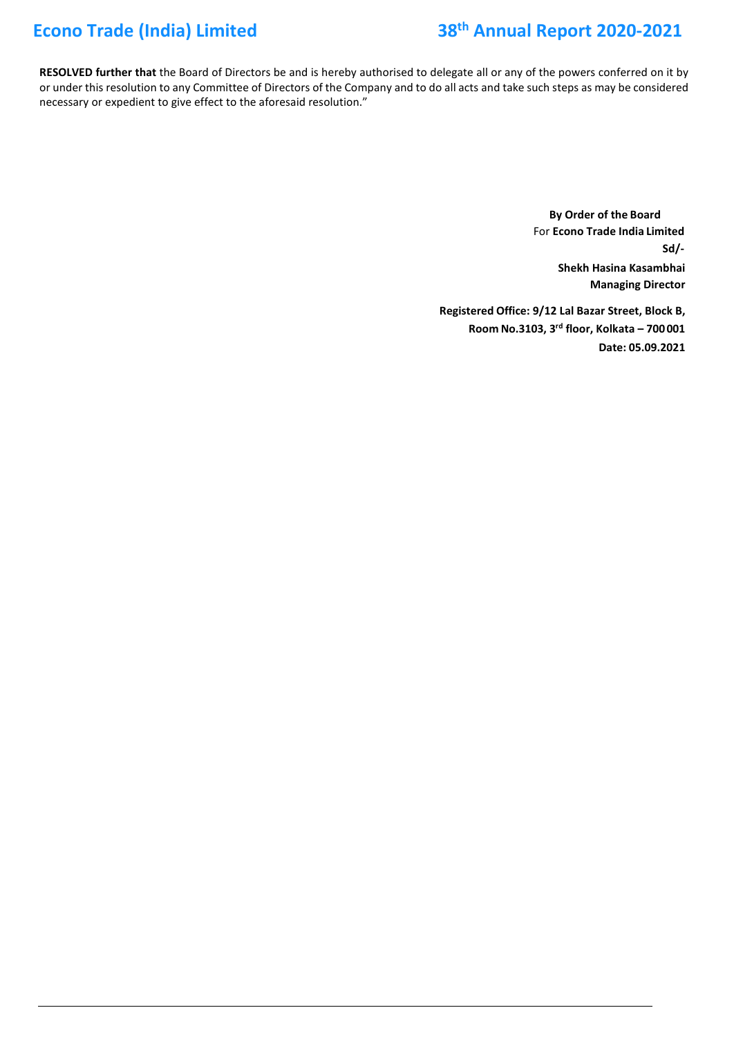**RESOLVED further that** the Board of Directors be and is hereby authorised to delegate all or any of the powers conferred on it by or under this resolution to any Committee of Directors of the Company and to do all acts and take such steps as may be considered necessary or expedient to give effect to the aforesaid resolution."

**By Order of the Board**
For **Econo Trade India Limited**
**Sd/-**
**Shekh Hasina Kasambhai**
**Managing Director**

**Registered Office: 9/12 Lal Bazar Street, Block B,**
**Room No.3103, 3rd floor, Kolkata – 700 001**
**Date: 05.09.2021**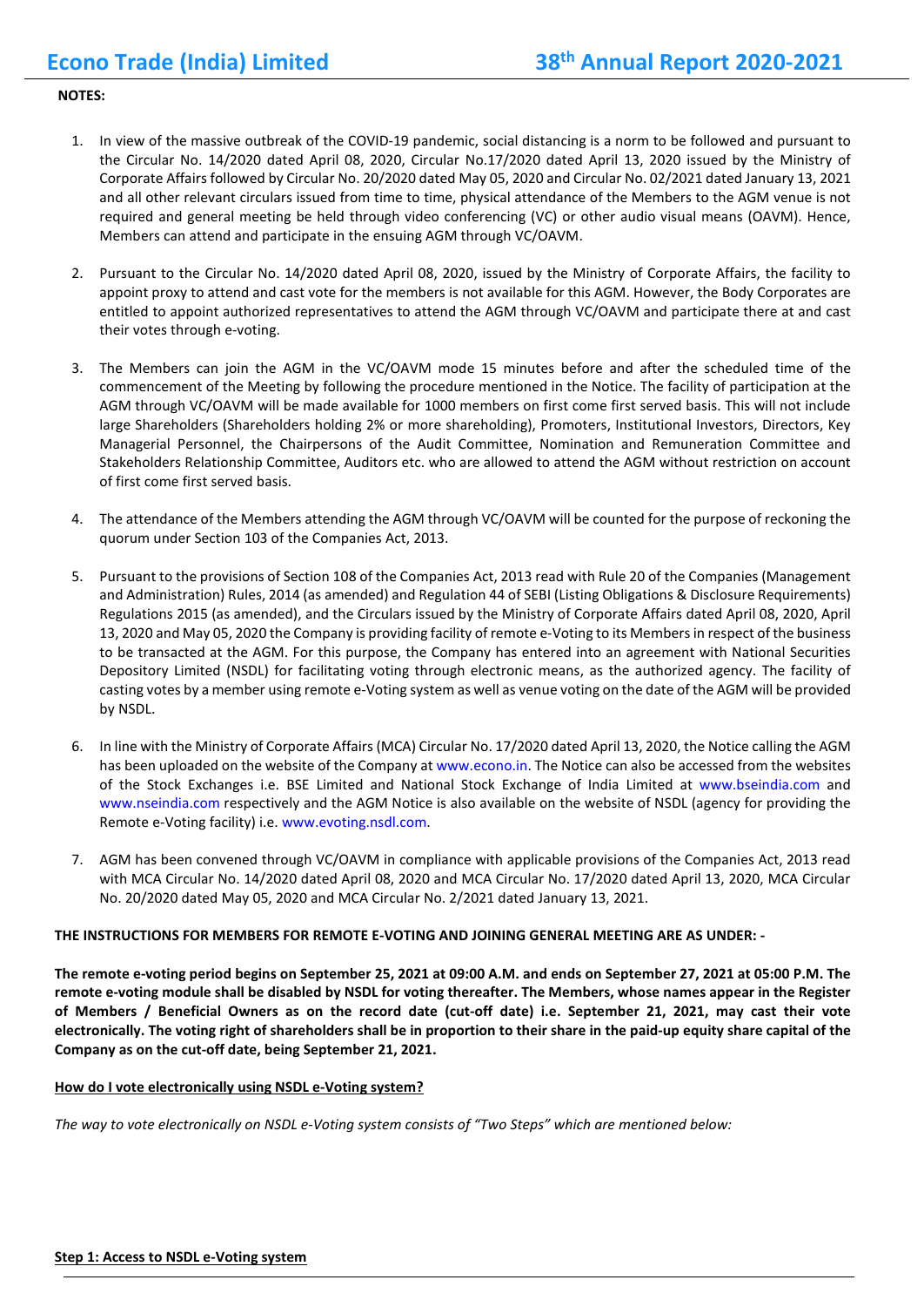**NOTES:**

1. In view of the massive outbreak of the COVID-19 pandemic, social distancing is a norm to be followed and pursuant to the Circular No. 14/2020 dated April 08, 2020, Circular No.17/2020 dated April 13, 2020 issued by the Ministry of Corporate Affairs followed by Circular No. 20/2020 dated May 05, 2020 and Circular No. 02/2021 dated January 13, 2021 and all other relevant circulars issued from time to time, physical attendance of the Members to the AGM venue is not required and general meeting be held through video conferencing (VC) or other audio visual means (OAVM). Hence, Members can attend and participate in the ensuing AGM through VC/OAVM.

2. Pursuant to the Circular No. 14/2020 dated April 08, 2020, issued by the Ministry of Corporate Affairs, the facility to appoint proxy to attend and cast vote for the members is not available for this AGM. However, the Body Corporates are entitled to appoint authorized representatives to attend the AGM through VC/OAVM and participate there at and cast their votes through e-voting.

3. The Members can join the AGM in the VC/OAVM mode 15 minutes before and after the scheduled time of the commencement of the Meeting by following the procedure mentioned in the Notice. The facility of participation at the AGM through VC/OAVM will be made available for 1000 members on first come first served basis. This will not include large Shareholders (Shareholders holding 2% or more shareholding), Promoters, Institutional Investors, Directors, Key Managerial Personnel, the Chairpersons of the Audit Committee, Nomination and Remuneration Committee and Stakeholders Relationship Committee, Auditors etc. who are allowed to attend the AGM without restriction on account of first come first served basis.

4. The attendance of the Members attending the AGM through VC/OAVM will be counted for the purpose of reckoning the quorum under Section 103 of the Companies Act, 2013.

5. Pursuant to the provisions of Section 108 of the Companies Act, 2013 read with Rule 20 of the Companies (Management and Administration) Rules, 2014 (as amended) and Regulation 44 of SEBI (Listing Obligations & Disclosure Requirements) Regulations 2015 (as amended), and the Circulars issued by the Ministry of Corporate Affairs dated April 08, 2020, April 13, 2020 and May 05, 2020 the Company is providing facility of remote e-Voting to its Members in respect of the business to be transacted at the AGM. For this purpose, the Company has entered into an agreement with National Securities Depository Limited (NSDL) for facilitating voting through electronic means, as the authorized agency. The facility of casting votes by a member using remote e-Voting system as well as venue voting on the date of the AGM will be provided by NSDL.

6. In line with the Ministry of Corporate Affairs (MCA) Circular No. 17/2020 dated April 13, 2020, the Notice calling the AGM has been uploaded on the website of the Company at www.econo.in. The Notice can also be accessed from the websites of the Stock Exchanges i.e. BSE Limited and National Stock Exchange of India Limited at www.bseindia.com and www.nseindia.com respectively and the AGM Notice is also available on the website of NSDL (agency for providing the Remote e-Voting facility) i.e. www.evoting.nsdl.com.

7. AGM has been convened through VC/OAVM in compliance with applicable provisions of the Companies Act, 2013 read with MCA Circular No. 14/2020 dated April 08, 2020 and MCA Circular No. 17/2020 dated April 13, 2020, MCA Circular No. 20/2020 dated May 05, 2020 and MCA Circular No. 2/2021 dated January 13, 2021.

**THE INSTRUCTIONS FOR MEMBERS FOR REMOTE E-VOTING AND JOINING GENERAL MEETING ARE AS UNDER: -**

**The remote e-voting period begins on September 25, 2021 at 09:00 A.M. and ends on September 27, 2021 at 05:00 P.M. The remote e-voting module shall be disabled by NSDL for voting thereafter. The Members, whose names appear in the Register of Members / Beneficial Owners as on the record date (cut-off date) i.e. September 21, 2021, may cast their vote electronically. The voting right of shareholders shall be in proportion to their share in the paid-up equity share capital of the Company as on the cut-off date, being September 21, 2021.**

**How do I vote electronically using NSDL e-Voting system?**

*The way to vote electronically on NSDL e-Voting system consists of "Two Steps" which are mentioned below:*

**Step 1: Access to NSDL e-Voting system**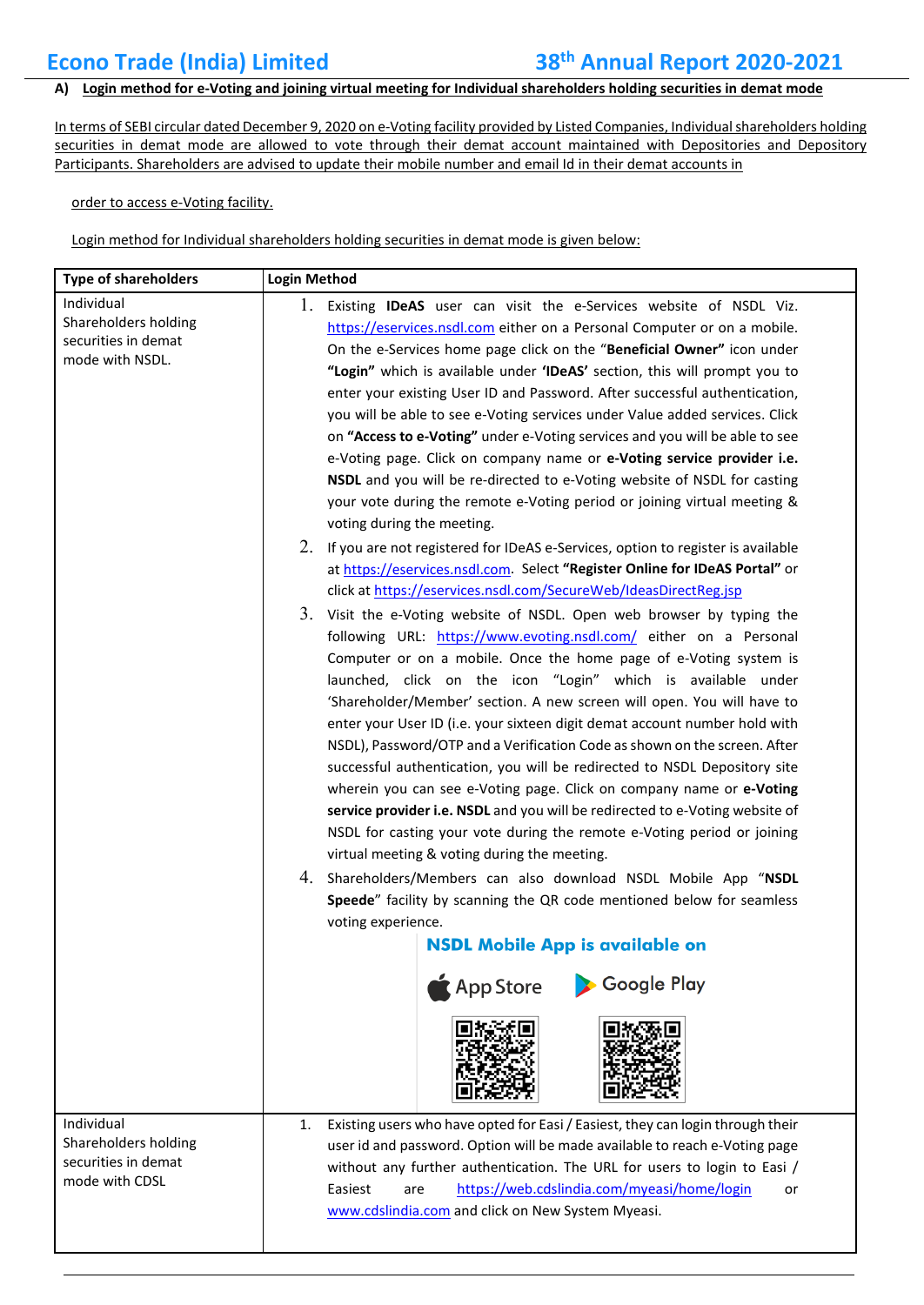**A) Login method for e-Voting and joining virtual meeting for Individual shareholders holding securities in demat mode**

In terms of SEBI circular dated December 9, 2020 on e-Voting facility provided by Listed Companies, Individual shareholders holding securities in demat mode are allowed to vote through their demat account maintained with Depositories and Depository Participants. Shareholders are advised to update their mobile number and email Id in their demat accounts in order to access e-Voting facility.

Login method for Individual shareholders holding securities in demat mode is given below:

| Type of shareholders | Login Method |
|---|---|
| Individual Shareholders holding securities in demat mode with NSDL. | 1. Existing **IDeAS** user can visit the e-Services website of NSDL Viz. https://eservices.nsdl.com either on a Personal Computer or on a mobile. On the e-Services home page click on the "**Beneficial Owner"** icon under **"Login"** which is available under **'IDeAS'** section, this will prompt you to enter your existing User ID and Password. After successful authentication, you will be able to see e-Voting services under Value added services. Click on **"Access to e-Voting"** under e-Voting services and you will be able to see e-Voting page. Click on company name or **e-Voting service provider i.e. NSDL** and you will be re-directed to e-Voting website of NSDL for casting your vote during the remote e-Voting period or joining virtual meeting & voting during the meeting.<br>2. If you are not registered for IDeAS e-Services, option to register is available at https://eservices.nsdl.com. Select **"Register Online for IDeAS Portal"** or click at https://eservices.nsdl.com/SecureWeb/IdeasDirectReg.jsp<br>3. Visit the e-Voting website of NSDL. Open web browser by typing the following URL: https://www.evoting.nsdl.com/ either on a Personal Computer or on a mobile. Once the home page of e-Voting system is launched, click on the icon "Login" which is available under 'Shareholder/Member' section. A new screen will open. You will have to enter your User ID (i.e. your sixteen digit demat account number hold with NSDL), Password/OTP and a Verification Code as shown on the screen. After successful authentication, you will be redirected to NSDL Depository site wherein you can see e-Voting page. Click on company name or **e-Voting service provider i.e. NSDL** and you will be redirected to e-Voting website of NSDL for casting your vote during the remote e-Voting period or joining virtual meeting & voting during the meeting.<br>4. Shareholders/Members can also download NSDL Mobile App "**NSDL Speede**" facility by scanning the QR code mentioned below for seamless voting experience.<br>**NSDL Mobile App is available on**<br>App Store Google Play |
| Individual Shareholders holding securities in demat mode with CDSL | 1. Existing users who have opted for Easi / Easiest, they can login through their user id and password. Option will be made available to reach e-Voting page without any further authentication. The URL for users to login to Easi / Easiest are https://web.cdslindia.com/myeasi/home/login or www.cdslindia.com and click on New System Myeasi. |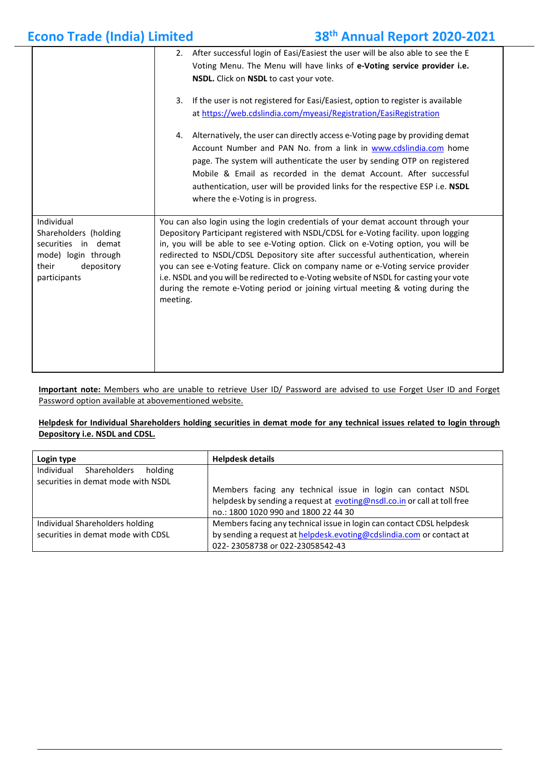| | |
|---|---|
| | 2. After successful login of Easi/Easiest the user will be also able to see the E Voting Menu. The Menu will have links of **e-Voting service provider i.e. NSDL.** Click on **NSDL** to cast your vote.<br><br>3. If the user is not registered for Easi/Easiest, option to register is available at https://web.cdslindia.com/myeasi/Registration/EasiRegistration<br><br>4. Alternatively, the user can directly access e-Voting page by providing demat Account Number and PAN No. from a link in www.cdslindia.com home page. The system will authenticate the user by sending OTP on registered Mobile & Email as recorded in the demat Account. After successful authentication, user will be provided links for the respective ESP i.e. **NSDL** where the e-Voting is in progress. |
| Individual Shareholders (holding securities in demat mode) login through their depository participants | You can also login using the login credentials of your demat account through your Depository Participant registered with NSDL/CDSL for e-Voting facility. upon logging in, you will be able to see e-Voting option. Click on e-Voting option, you will be redirected to NSDL/CDSL Depository site after successful authentication, wherein you can see e-Voting feature. Click on company name or e-Voting service provider i.e. NSDL and you will be redirected to e-Voting website of NSDL for casting your vote during the remote e-Voting period or joining virtual meeting & voting during the meeting. |

**Important note:** Members who are unable to retrieve User ID/ Password are advised to use Forget User ID and Forget Password option available at abovementioned website.

**Helpdesk for Individual Shareholders holding securities in demat mode for any technical issues related to login through Depository i.e. NSDL and CDSL.**

| **Login type** | **Helpdesk details** |
|---|---|
| Individual Shareholders holding securities in demat mode with NSDL | Members facing any technical issue in login can contact NSDL helpdesk by sending a request at evoting@nsdl.co.in or call at toll free no.: 1800 1020 990 and 1800 22 44 30 |
| Individual Shareholders holding securities in demat mode with CDSL | Members facing any technical issue in login can contact CDSL helpdesk by sending a request at helpdesk.evoting@cdslindia.com or contact at 022- 23058738 or 022-23058542-43 |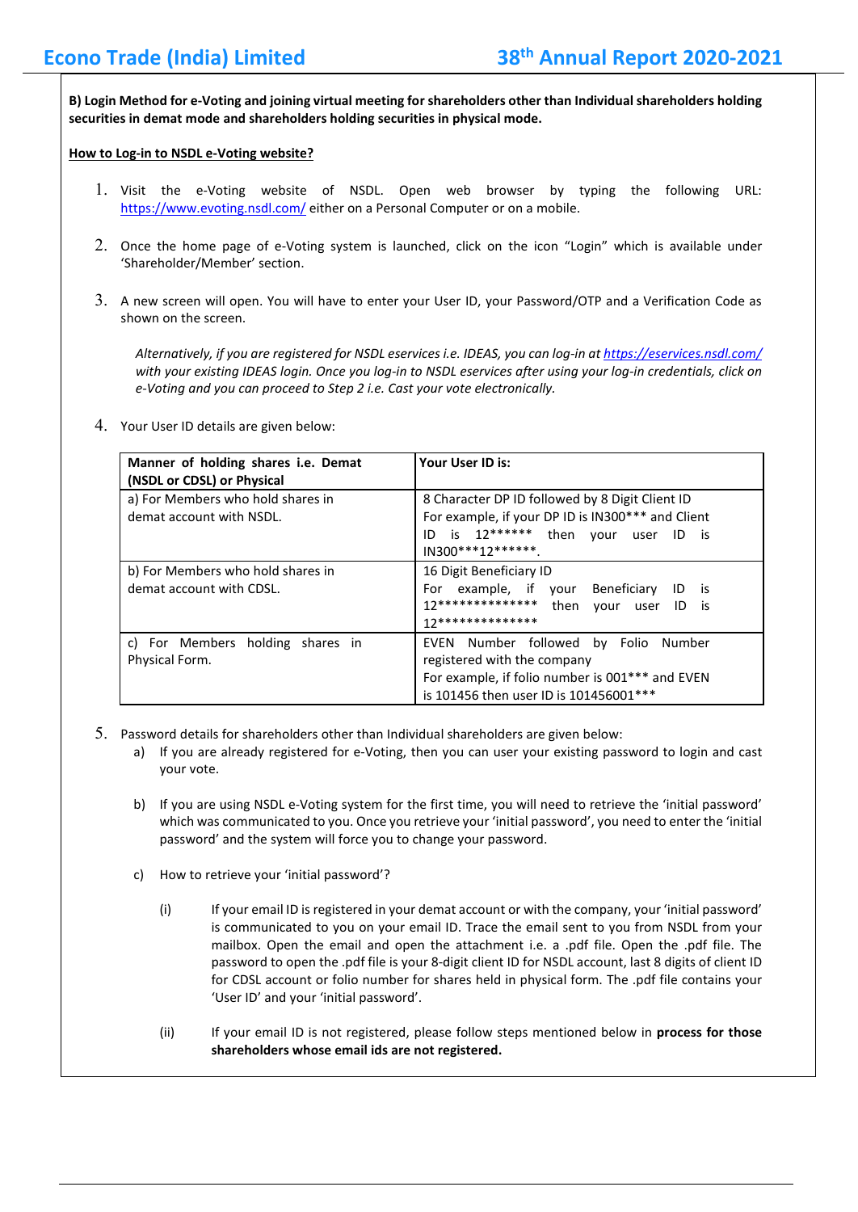**B) Login Method for e-Voting and joining virtual meeting for shareholders other than Individual shareholders holding securities in demat mode and shareholders holding securities in physical mode.**

**How to Log-in to NSDL e-Voting website?**

1. Visit the e-Voting website of NSDL. Open web browser by typing the following URL: https://www.evoting.nsdl.com/ either on a Personal Computer or on a mobile.

2. Once the home page of e-Voting system is launched, click on the icon "Login" which is available under 'Shareholder/Member' section.

3. A new screen will open. You will have to enter your User ID, your Password/OTP and a Verification Code as shown on the screen.

   *Alternatively, if you are registered for NSDL eservices i.e. IDEAS, you can log-in at https://eservices.nsdl.com/ with your existing IDEAS login. Once you log-in to NSDL eservices after using your log-in credentials, click on e-Voting and you can proceed to Step 2 i.e. Cast your vote electronically.*

4. Your User ID details are given below:

| **Manner of holding shares i.e. Demat (NSDL or CDSL) or Physical** | **Your User ID is:** |
|---|---|
| a) For Members who hold shares in demat account with NSDL. | 8 Character DP ID followed by 8 Digit Client ID<br>For example, if your DP ID is IN300*** and Client ID is 12****** then your user ID is IN300***12******. |
| b) For Members who hold shares in demat account with CDSL. | 16 Digit Beneficiary ID<br>For example, if your Beneficiary ID is 12************** then your user ID is 12************** |
| c) For Members holding shares in Physical Form. | EVEN Number followed by Folio Number registered with the company<br>For example, if folio number is 001*** and EVEN is 101456 then user ID is 101456001*** |

5. Password details for shareholders other than Individual shareholders are given below:
   a) If you are already registered for e-Voting, then you can user your existing password to login and cast your vote.

   b) If you are using NSDL e-Voting system for the first time, you will need to retrieve the 'initial password' which was communicated to you. Once you retrieve your 'initial password', you need to enter the 'initial password' and the system will force you to change your password.

   c) How to retrieve your 'initial password'?

      (i) If your email ID is registered in your demat account or with the company, your 'initial password' is communicated to you on your email ID. Trace the email sent to you from NSDL from your mailbox. Open the email and open the attachment i.e. a .pdf file. Open the .pdf file. The password to open the .pdf file is your 8-digit client ID for NSDL account, last 8 digits of client ID for CDSL account or folio number for shares held in physical form. The .pdf file contains your 'User ID' and your 'initial password'.

      (ii) If your email ID is not registered, please follow steps mentioned below in **process for those shareholders whose email ids are not registered.**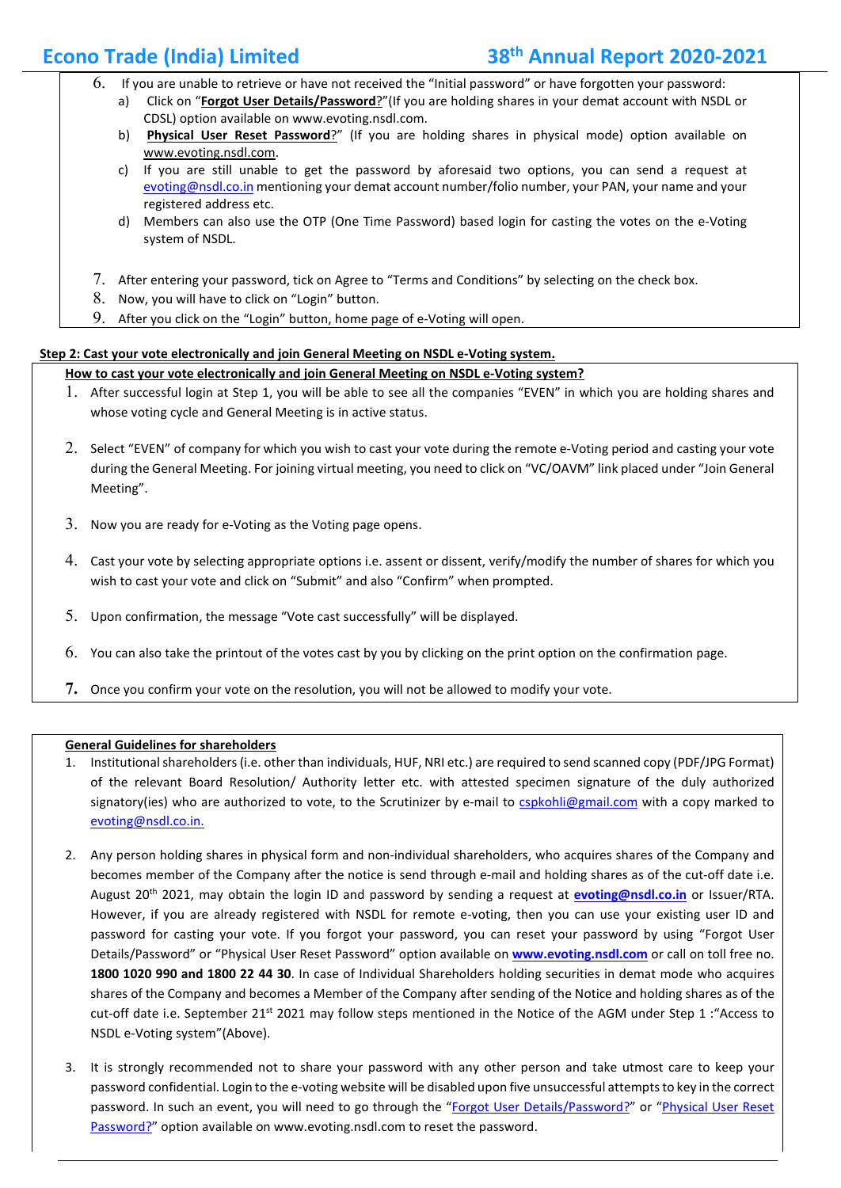6. If you are unable to retrieve or have not received the "Initial password" or have forgotten your password:
   a) Click on "**Forgot User Details/Password**?"(If you are holding shares in your demat account with NSDL or CDSL) option available on www.evoting.nsdl.com.
   b) **Physical User Reset Password**?" (If you are holding shares in physical mode) option available on www.evoting.nsdl.com.
   c) If you are still unable to get the password by aforesaid two options, you can send a request at evoting@nsdl.co.in mentioning your demat account number/folio number, your PAN, your name and your registered address etc.
   d) Members can also use the OTP (One Time Password) based login for casting the votes on the e-Voting system of NSDL.

7. After entering your password, tick on Agree to "Terms and Conditions" by selecting on the check box.
8. Now, you will have to click on "Login" button.
9. After you click on the "Login" button, home page of e-Voting will open.

**Step 2: Cast your vote electronically and join General Meeting on NSDL e-Voting system.**

**How to cast your vote electronically and join General Meeting on NSDL e-Voting system?**

1. After successful login at Step 1, you will be able to see all the companies "EVEN" in which you are holding shares and whose voting cycle and General Meeting is in active status.

2. Select "EVEN" of company for which you wish to cast your vote during the remote e-Voting period and casting your vote during the General Meeting. For joining virtual meeting, you need to click on "VC/OAVM" link placed under "Join General Meeting".

3. Now you are ready for e-Voting as the Voting page opens.

4. Cast your vote by selecting appropriate options i.e. assent or dissent, verify/modify the number of shares for which you wish to cast your vote and click on "Submit" and also "Confirm" when prompted.

5. Upon confirmation, the message "Vote cast successfully" will be displayed.

6. You can also take the printout of the votes cast by you by clicking on the print option on the confirmation page.

7. Once you confirm your vote on the resolution, you will not be allowed to modify your vote.

**General Guidelines for shareholders**

1. Institutional shareholders (i.e. other than individuals, HUF, NRI etc.) are required to send scanned copy (PDF/JPG Format) of the relevant Board Resolution/ Authority letter etc. with attested specimen signature of the duly authorized signatory(ies) who are authorized to vote, to the Scrutinizer by e-mail to cspkohli@gmail.com with a copy marked to evoting@nsdl.co.in.

2. Any person holding shares in physical form and non-individual shareholders, who acquires shares of the Company and becomes member of the Company after the notice is send through e-mail and holding shares as of the cut-off date i.e. August 20th 2021, may obtain the login ID and password by sending a request at **evoting@nsdl.co.in** or Issuer/RTA. However, if you are already registered with NSDL for remote e-voting, then you can use your existing user ID and password for casting your vote. If you forgot your password, you can reset your password by using "Forgot User Details/Password" or "Physical User Reset Password" option available on **www.evoting.nsdl.com** or call on toll free no. **1800 1020 990 and 1800 22 44 30**. In case of Individual Shareholders holding securities in demat mode who acquires shares of the Company and becomes a Member of the Company after sending of the Notice and holding shares as of the cut-off date i.e. September 21st 2021 may follow steps mentioned in the Notice of the AGM under Step 1 :"Access to NSDL e-Voting system"(Above).

3. It is strongly recommended not to share your password with any other person and take utmost care to keep your password confidential. Login to the e-voting website will be disabled upon five unsuccessful attempts to key in the correct password. In such an event, you will need to go through the "Forgot User Details/Password?" or "Physical User Reset Password?" option available on www.evoting.nsdl.com to reset the password.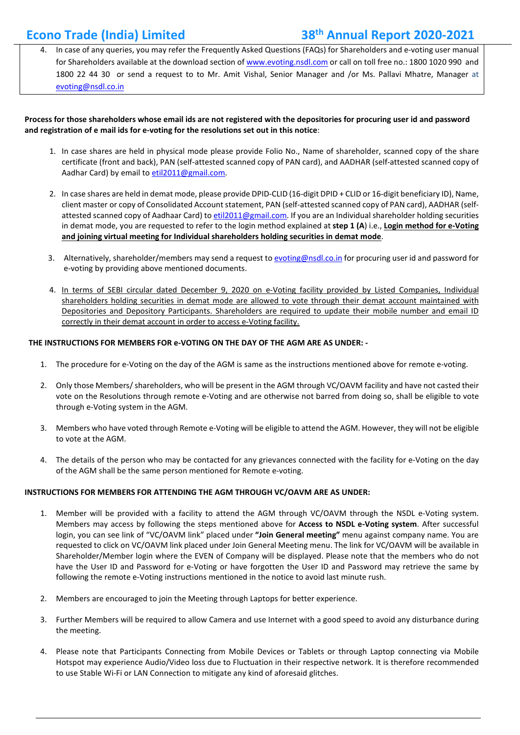4. In case of any queries, you may refer the Frequently Asked Questions (FAQs) for Shareholders and e-voting user manual for Shareholders available at the download section of www.evoting.nsdl.com or call on toll free no.: 1800 1020 990 and 1800 22 44 30 or send a request to to Mr. Amit Vishal, Senior Manager and /or Ms. Pallavi Mhatre, Manager at evoting@nsdl.co.in

**Process for those shareholders whose email ids are not registered with the depositories for procuring user id and password and registration of e mail ids for e-voting for the resolutions set out in this notice**:

1. In case shares are held in physical mode please provide Folio No., Name of shareholder, scanned copy of the share certificate (front and back), PAN (self-attested scanned copy of PAN card), and AADHAR (self-attested scanned copy of Aadhar Card) by email to etil2011@gmail.com.

2. In case shares are held in demat mode, please provide DPID-CLID (16-digit DPID + CLID or 16-digit beneficiary ID), Name, client master or copy of Consolidated Account statement, PAN (self-attested scanned copy of PAN card), AADHAR (self-attested scanned copy of Aadhaar Card) to etil2011@gmail.com. If you are an Individual shareholder holding securities in demat mode, you are requested to refer to the login method explained at **step 1 (A**) i.e., **Login method for e-Voting and joining virtual meeting for Individual shareholders holding securities in demat mode**.

3. Alternatively, shareholder/members may send a request to evoting@nsdl.co.in for procuring user id and password for e-voting by providing above mentioned documents.

4. In terms of SEBI circular dated December 9, 2020 on e-Voting facility provided by Listed Companies, Individual shareholders holding securities in demat mode are allowed to vote through their demat account maintained with Depositories and Depository Participants. Shareholders are required to update their mobile number and email ID correctly in their demat account in order to access e-Voting facility.

**THE INSTRUCTIONS FOR MEMBERS FOR e-VOTING ON THE DAY OF THE AGM ARE AS UNDER: -**

1. The procedure for e-Voting on the day of the AGM is same as the instructions mentioned above for remote e-voting.

2. Only those Members/ shareholders, who will be present in the AGM through VC/OAVM facility and have not casted their vote on the Resolutions through remote e-Voting and are otherwise not barred from doing so, shall be eligible to vote through e-Voting system in the AGM.

3. Members who have voted through Remote e-Voting will be eligible to attend the AGM. However, they will not be eligible to vote at the AGM.

4. The details of the person who may be contacted for any grievances connected with the facility for e-Voting on the day of the AGM shall be the same person mentioned for Remote e-voting.

**INSTRUCTIONS FOR MEMBERS FOR ATTENDING THE AGM THROUGH VC/OAVM ARE AS UNDER:**

1. Member will be provided with a facility to attend the AGM through VC/OAVM through the NSDL e-Voting system. Members may access by following the steps mentioned above for **Access to NSDL e-Voting system**. After successful login, you can see link of "VC/OAVM link" placed under **"Join General meeting"** menu against company name. You are requested to click on VC/OAVM link placed under Join General Meeting menu. The link for VC/OAVM will be available in Shareholder/Member login where the EVEN of Company will be displayed. Please note that the members who do not have the User ID and Password for e-Voting or have forgotten the User ID and Password may retrieve the same by following the remote e-Voting instructions mentioned in the notice to avoid last minute rush.

2. Members are encouraged to join the Meeting through Laptops for better experience.

3. Further Members will be required to allow Camera and use Internet with a good speed to avoid any disturbance during the meeting.

4. Please note that Participants Connecting from Mobile Devices or Tablets or through Laptop connecting via Mobile Hotspot may experience Audio/Video loss due to Fluctuation in their respective network. It is therefore recommended to use Stable Wi-Fi or LAN Connection to mitigate any kind of aforesaid glitches.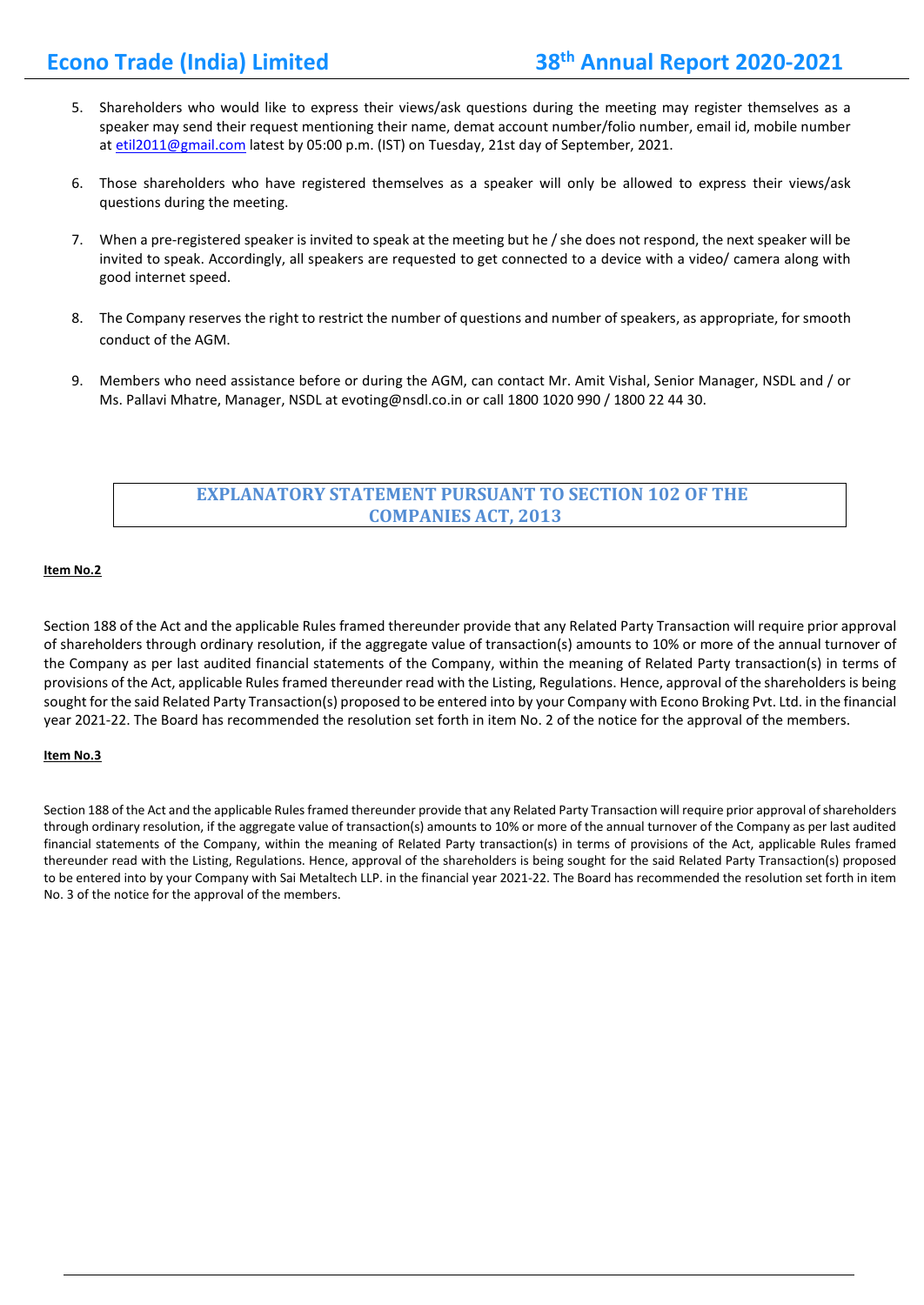5. Shareholders who would like to express their views/ask questions during the meeting may register themselves as a speaker may send their request mentioning their name, demat account number/folio number, email id, mobile number at etil2011@gmail.com latest by 05:00 p.m. (IST) on Tuesday, 21st day of September, 2021.

6. Those shareholders who have registered themselves as a speaker will only be allowed to express their views/ask questions during the meeting.

7. When a pre-registered speaker is invited to speak at the meeting but he / she does not respond, the next speaker will be invited to speak. Accordingly, all speakers are requested to get connected to a device with a video/ camera along with good internet speed.

8. The Company reserves the right to restrict the number of questions and number of speakers, as appropriate, for smooth conduct of the AGM.

9. Members who need assistance before or during the AGM, can contact Mr. Amit Vishal, Senior Manager, NSDL and / or Ms. Pallavi Mhatre, Manager, NSDL at evoting@nsdl.co.in or call 1800 1020 990 / 1800 22 44 30.

## EXPLANATORY STATEMENT PURSUANT TO SECTION 102 OF THE COMPANIES ACT, 2013

**Item No.2**

Section 188 of the Act and the applicable Rules framed thereunder provide that any Related Party Transaction will require prior approval of shareholders through ordinary resolution, if the aggregate value of transaction(s) amounts to 10% or more of the annual turnover of the Company as per last audited financial statements of the Company, within the meaning of Related Party transaction(s) in terms of provisions of the Act, applicable Rules framed thereunder read with the Listing, Regulations. Hence, approval of the shareholders is being sought for the said Related Party Transaction(s) proposed to be entered into by your Company with Econo Broking Pvt. Ltd. in the financial year 2021-22. The Board has recommended the resolution set forth in item No. 2 of the notice for the approval of the members.

**Item No.3**

Section 188 of the Act and the applicable Rules framed thereunder provide that any Related Party Transaction will require prior approval of shareholders through ordinary resolution, if the aggregate value of transaction(s) amounts to 10% or more of the annual turnover of the Company as per last audited financial statements of the Company, within the meaning of Related Party transaction(s) in terms of provisions of the Act, applicable Rules framed thereunder read with the Listing, Regulations. Hence, approval of the shareholders is being sought for the said Related Party Transaction(s) proposed to be entered into by your Company with Sai Metaltech LLP. in the financial year 2021-22. The Board has recommended the resolution set forth in item No. 3 of the notice for the approval of the members.